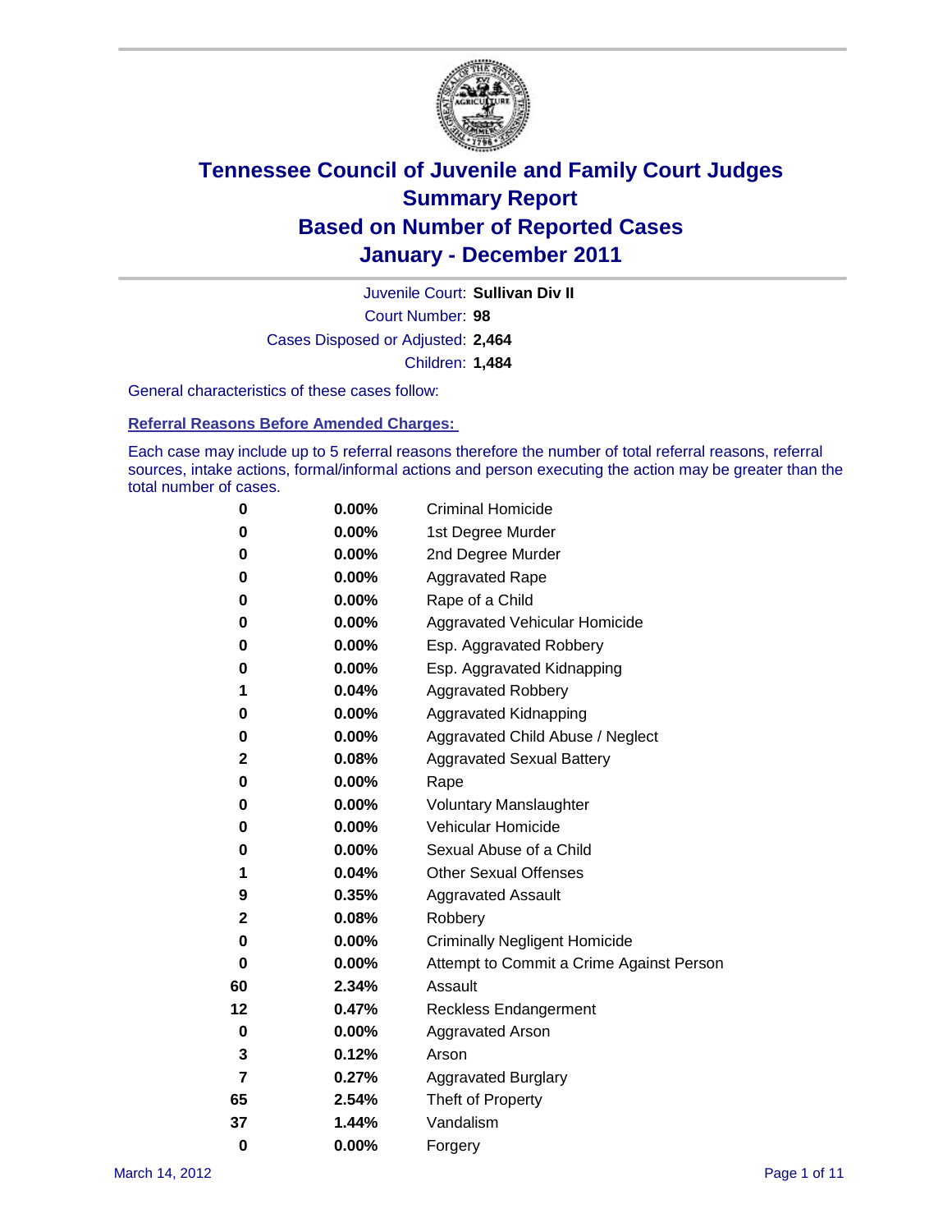# Tennessee Council of Juvenile and Family Court Judges
## Summary Report
## Based on Number of Reported Cases
## January - December 2011

Juvenile Court: **Sullivan Div II**

Court Number: **98**

Cases Disposed or Adjusted: **2,464**

Children: **1,484**

General characteristics of these cases follow:

### Referral Reasons Before Amended Charges:

Each case may include up to 5 referral reasons therefore the number of total referral reasons, referral sources, intake actions, formal/informal actions and person executing the action may be greater than the total number of cases.

| Count | Percent | Referral Reason |
|---|---|---|
| 0 | 0.00% | Criminal Homicide |
| 0 | 0.00% | 1st Degree Murder |
| 0 | 0.00% | 2nd Degree Murder |
| 0 | 0.00% | Aggravated Rape |
| 0 | 0.00% | Rape of a Child |
| 0 | 0.00% | Aggravated Vehicular Homicide |
| 0 | 0.00% | Esp. Aggravated Robbery |
| 0 | 0.00% | Esp. Aggravated Kidnapping |
| 1 | 0.04% | Aggravated Robbery |
| 0 | 0.00% | Aggravated Kidnapping |
| 0 | 0.00% | Aggravated Child Abuse / Neglect |
| 2 | 0.08% | Aggravated Sexual Battery |
| 0 | 0.00% | Rape |
| 0 | 0.00% | Voluntary Manslaughter |
| 0 | 0.00% | Vehicular Homicide |
| 0 | 0.00% | Sexual Abuse of a Child |
| 1 | 0.04% | Other Sexual Offenses |
| 9 | 0.35% | Aggravated Assault |
| 2 | 0.08% | Robbery |
| 0 | 0.00% | Criminally Negligent Homicide |
| 0 | 0.00% | Attempt to Commit a Crime Against Person |
| 60 | 2.34% | Assault |
| 12 | 0.47% | Reckless Endangerment |
| 0 | 0.00% | Aggravated Arson |
| 3 | 0.12% | Arson |
| 7 | 0.27% | Aggravated Burglary |
| 65 | 2.54% | Theft of Property |
| 37 | 1.44% | Vandalism |
| 0 | 0.00% | Forgery |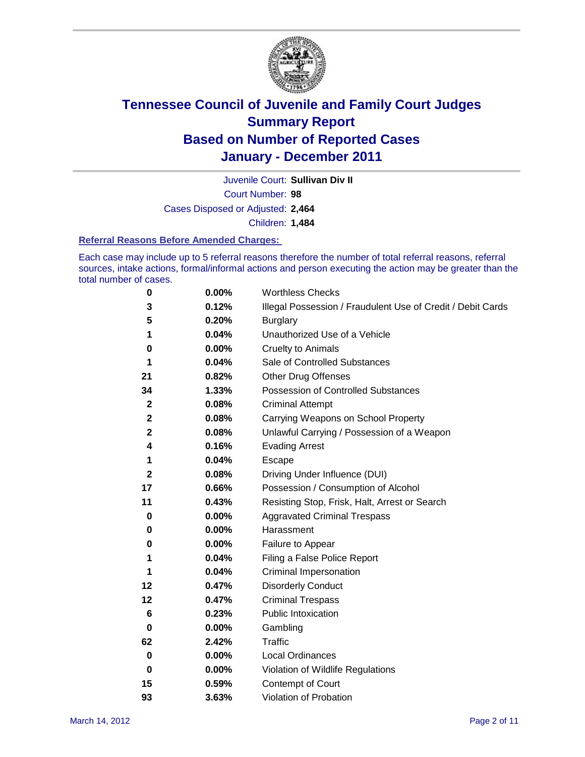# Tennessee Council of Juvenile and Family Court Judges
## Summary Report
## Based on Number of Reported Cases
## January - December 2011

Juvenile Court: **Sullivan Div II**

Court Number: **98**

Cases Disposed or Adjusted: **2,464**

Children: **1,484**

### Referral Reasons Before Amended Charges:

Each case may include up to 5 referral reasons therefore the number of total referral reasons, referral sources, intake actions, formal/informal actions and person executing the action may be greater than the total number of cases.

| | | |
|---|---|---|
| **0** | **0.00%** | Worthless Checks |
| **3** | **0.12%** | Illegal Possession / Fraudulent Use of Credit / Debit Cards |
| **5** | **0.20%** | Burglary |
| **1** | **0.04%** | Unauthorized Use of a Vehicle |
| **0** | **0.00%** | Cruelty to Animals |
| **1** | **0.04%** | Sale of Controlled Substances |
| **21** | **0.82%** | Other Drug Offenses |
| **34** | **1.33%** | Possession of Controlled Substances |
| **2** | **0.08%** | Criminal Attempt |
| **2** | **0.08%** | Carrying Weapons on School Property |
| **2** | **0.08%** | Unlawful Carrying / Possession of a Weapon |
| **4** | **0.16%** | Evading Arrest |
| **1** | **0.04%** | Escape |
| **2** | **0.08%** | Driving Under Influence (DUI) |
| **17** | **0.66%** | Possession / Consumption of Alcohol |
| **11** | **0.43%** | Resisting Stop, Frisk, Halt, Arrest or Search |
| **0** | **0.00%** | Aggravated Criminal Trespass |
| **0** | **0.00%** | Harassment |
| **0** | **0.00%** | Failure to Appear |
| **1** | **0.04%** | Filing a False Police Report |
| **1** | **0.04%** | Criminal Impersonation |
| **12** | **0.47%** | Disorderly Conduct |
| **12** | **0.47%** | Criminal Trespass |
| **6** | **0.23%** | Public Intoxication |
| **0** | **0.00%** | Gambling |
| **62** | **2.42%** | Traffic |
| **0** | **0.00%** | Local Ordinances |
| **0** | **0.00%** | Violation of Wildlife Regulations |
| **15** | **0.59%** | Contempt of Court |
| **93** | **3.63%** | Violation of Probation |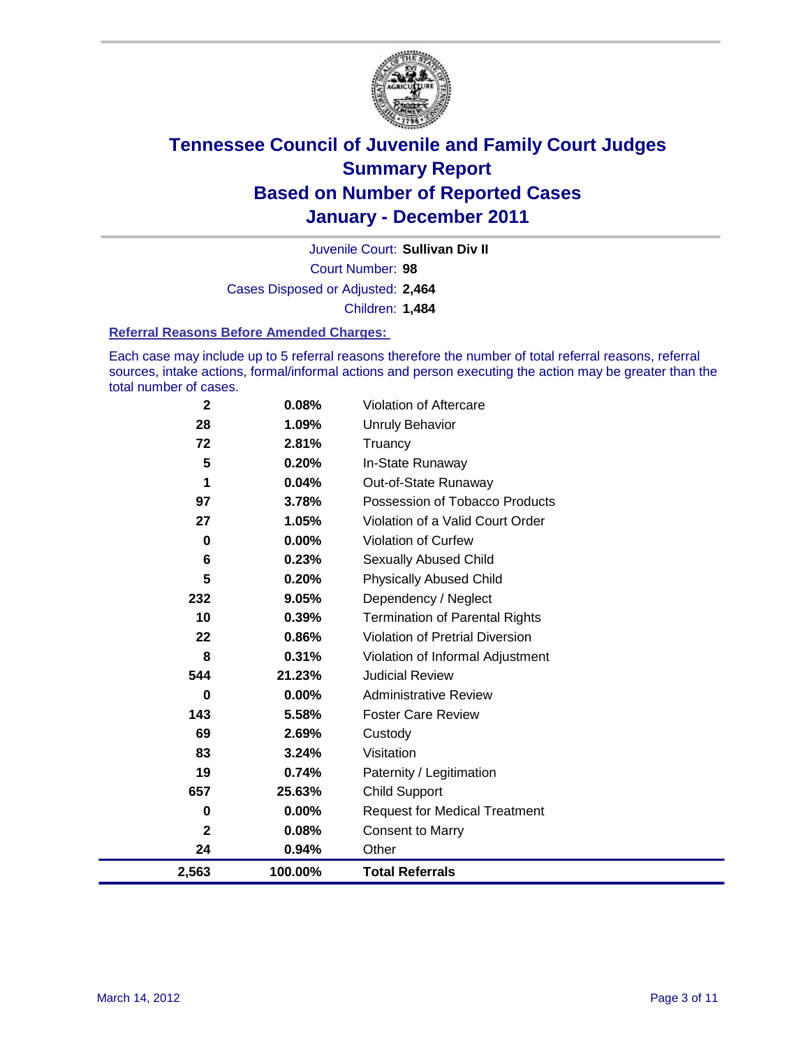# Tennessee Council of Juvenile and Family Court Judges
## Summary Report
## Based on Number of Reported Cases
## January - December 2011

Juvenile Court: **Sullivan Div II**

Court Number: **98**

Cases Disposed or Adjusted: **2,464**

Children: **1,484**

### Referral Reasons Before Amended Charges:

Each case may include up to 5 referral reasons therefore the number of total referral reasons, referral sources, intake actions, formal/informal actions and person executing the action may be greater than the total number of cases.

| | | |
|---|---|---|
| 2 | 0.08% | Violation of Aftercare |
| 28 | 1.09% | Unruly Behavior |
| 72 | 2.81% | Truancy |
| 5 | 0.20% | In-State Runaway |
| 1 | 0.04% | Out-of-State Runaway |
| 97 | 3.78% | Possession of Tobacco Products |
| 27 | 1.05% | Violation of a Valid Court Order |
| 0 | 0.00% | Violation of Curfew |
| 6 | 0.23% | Sexually Abused Child |
| 5 | 0.20% | Physically Abused Child |
| 232 | 9.05% | Dependency / Neglect |
| 10 | 0.39% | Termination of Parental Rights |
| 22 | 0.86% | Violation of Pretrial Diversion |
| 8 | 0.31% | Violation of Informal Adjustment |
| 544 | 21.23% | Judicial Review |
| 0 | 0.00% | Administrative Review |
| 143 | 5.58% | Foster Care Review |
| 69 | 2.69% | Custody |
| 83 | 3.24% | Visitation |
| 19 | 0.74% | Paternity / Legitimation |
| 657 | 25.63% | Child Support |
| 0 | 0.00% | Request for Medical Treatment |
| 2 | 0.08% | Consent to Marry |
| 24 | 0.94% | Other |
| **2,563** | **100.00%** | **Total Referrals** |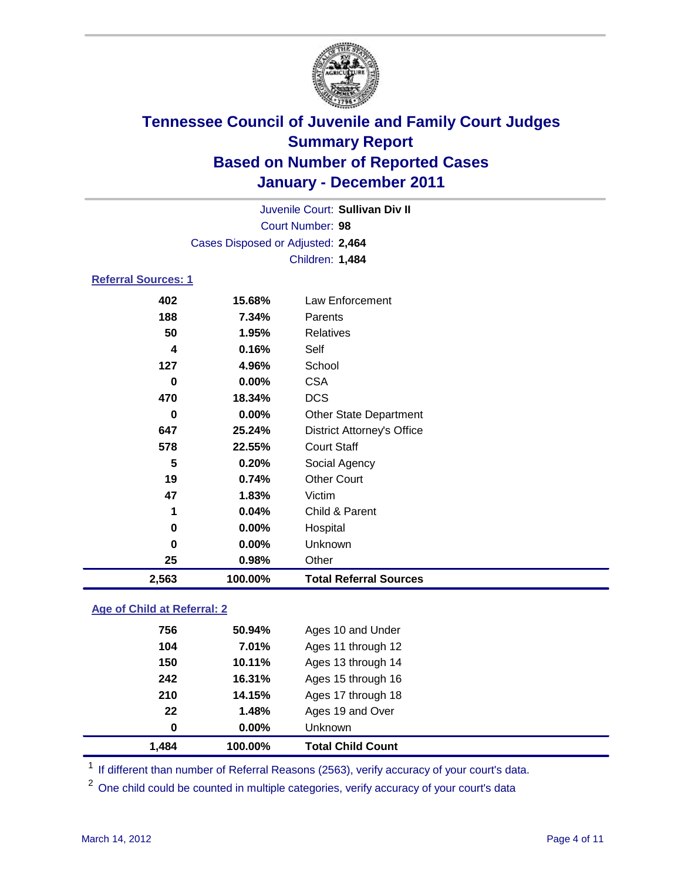# Tennessee Council of Juvenile and Family Court Judges
## Summary Report
## Based on Number of Reported Cases
## January - December 2011

Juvenile Court: **Sullivan Div II**
Court Number: **98**
Cases Disposed or Adjusted: **2,464**
Children: **1,484**

### Referral Sources: 1

| | | |
|---|---|---|
| 402 | 15.68% | Law Enforcement |
| 188 | 7.34% | Parents |
| 50 | 1.95% | Relatives |
| 4 | 0.16% | Self |
| 127 | 4.96% | School |
| 0 | 0.00% | CSA |
| 470 | 18.34% | DCS |
| 0 | 0.00% | Other State Department |
| 647 | 25.24% | District Attorney's Office |
| 578 | 22.55% | Court Staff |
| 5 | 0.20% | Social Agency |
| 19 | 0.74% | Other Court |
| 47 | 1.83% | Victim |
| 1 | 0.04% | Child & Parent |
| 0 | 0.00% | Hospital |
| 0 | 0.00% | Unknown |
| 25 | 0.98% | Other |
| **2,563** | **100.00%** | **Total Referral Sources** |

### Age of Child at Referral: 2

| | | |
|---|---|---|
| 756 | 50.94% | Ages 10 and Under |
| 104 | 7.01% | Ages 11 through 12 |
| 150 | 10.11% | Ages 13 through 14 |
| 242 | 16.31% | Ages 15 through 16 |
| 210 | 14.15% | Ages 17 through 18 |
| 22 | 1.48% | Ages 19 and Over |
| 0 | 0.00% | Unknown |
| **1,484** | **100.00%** | **Total Child Count** |

[1] If different than number of Referral Reasons (2563), verify accuracy of your court's data.

[2] One child could be counted in multiple categories, verify accuracy of your court's data

March 14, 2012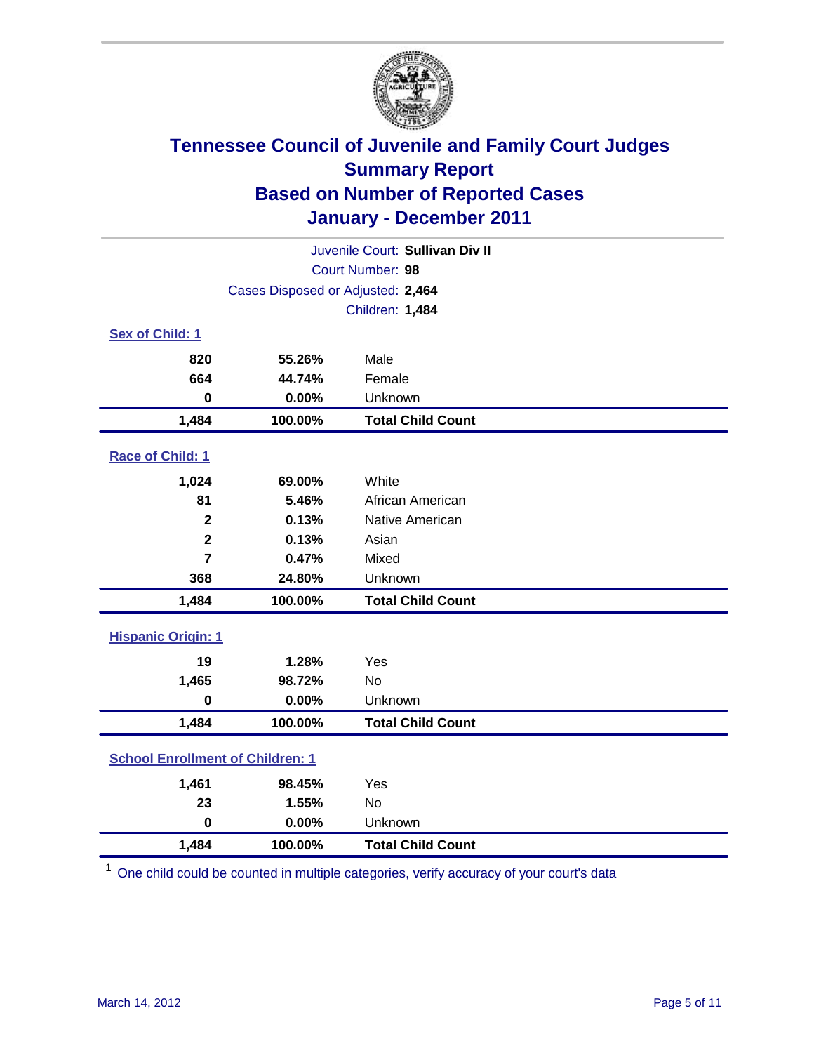# Tennessee Council of Juvenile and Family Court Judges
## Summary Report
## Based on Number of Reported Cases
## January - December 2011

Juvenile Court: **Sullivan Div II**
Court Number: **98**
Cases Disposed or Adjusted: **2,464**
Children: **1,484**

### Sex of Child: 1

| Count | Percent | Category |
|---|---|---|
| 820 | 55.26% | Male |
| 664 | 44.74% | Female |
| 0 | 0.00% | Unknown |
| **1,484** | **100.00%** | **Total Child Count** |

### Race of Child: 1

| Count | Percent | Category |
|---|---|---|
| 1,024 | 69.00% | White |
| 81 | 5.46% | African American |
| 2 | 0.13% | Native American |
| 2 | 0.13% | Asian |
| 7 | 0.47% | Mixed |
| 368 | 24.80% | Unknown |
| **1,484** | **100.00%** | **Total Child Count** |

### Hispanic Origin: 1

| Count | Percent | Category |
|---|---|---|
| 19 | 1.28% | Yes |
| 1,465 | 98.72% | No |
| 0 | 0.00% | Unknown |
| **1,484** | **100.00%** | **Total Child Count** |

### School Enrollment of Children: 1

| Count | Percent | Category |
|---|---|---|
| 1,461 | 98.45% | Yes |
| 23 | 1.55% | No |
| 0 | 0.00% | Unknown |
| **1,484** | **100.00%** | **Total Child Count** |

[1] One child could be counted in multiple categories, verify accuracy of your court's data

March 14, 2012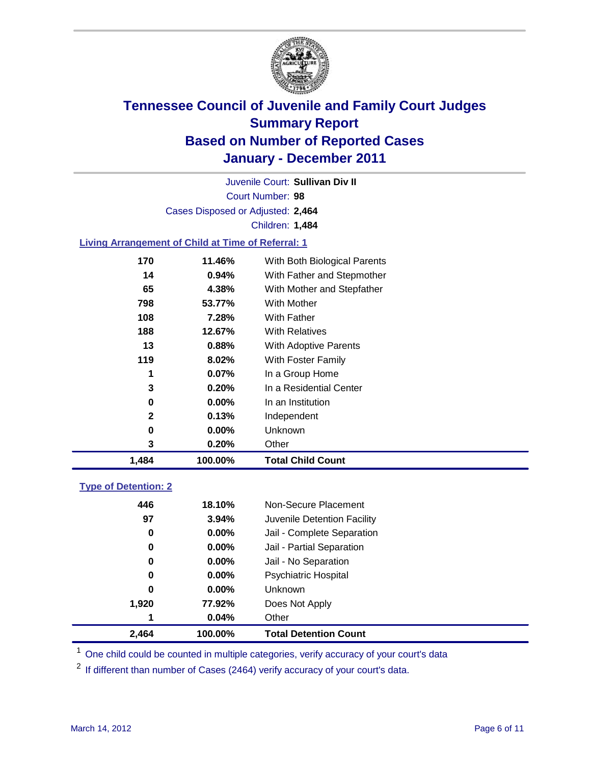# Tennessee Council of Juvenile and Family Court Judges
## Summary Report
## Based on Number of Reported Cases
## January - December 2011

Juvenile Court: **Sullivan Div II**

Court Number: **98**

Cases Disposed or Adjusted: **2,464**

Children: **1,484**

### Living Arrangement of Child at Time of Referral: 1

| | | |
|---|---|---|
| 170 | 11.46% | With Both Biological Parents |
| 14 | 0.94% | With Father and Stepmother |
| 65 | 4.38% | With Mother and Stepfather |
| 798 | 53.77% | With Mother |
| 108 | 7.28% | With Father |
| 188 | 12.67% | With Relatives |
| 13 | 0.88% | With Adoptive Parents |
| 119 | 8.02% | With Foster Family |
| 1 | 0.07% | In a Group Home |
| 3 | 0.20% | In a Residential Center |
| 0 | 0.00% | In an Institution |
| 2 | 0.13% | Independent |
| 0 | 0.00% | Unknown |
| 3 | 0.20% | Other |
| **1,484** | **100.00%** | **Total Child Count** |

### Type of Detention: 2

| | | |
|---|---|---|
| 446 | 18.10% | Non-Secure Placement |
| 97 | 3.94% | Juvenile Detention Facility |
| 0 | 0.00% | Jail - Complete Separation |
| 0 | 0.00% | Jail - Partial Separation |
| 0 | 0.00% | Jail - No Separation |
| 0 | 0.00% | Psychiatric Hospital |
| 0 | 0.00% | Unknown |
| 1,920 | 77.92% | Does Not Apply |
| 1 | 0.04% | Other |
| **2,464** | **100.00%** | **Total Detention Count** |

[1] One child could be counted in multiple categories, verify accuracy of your court's data

[2] If different than number of Cases (2464) verify accuracy of your court's data.

March 14, 2012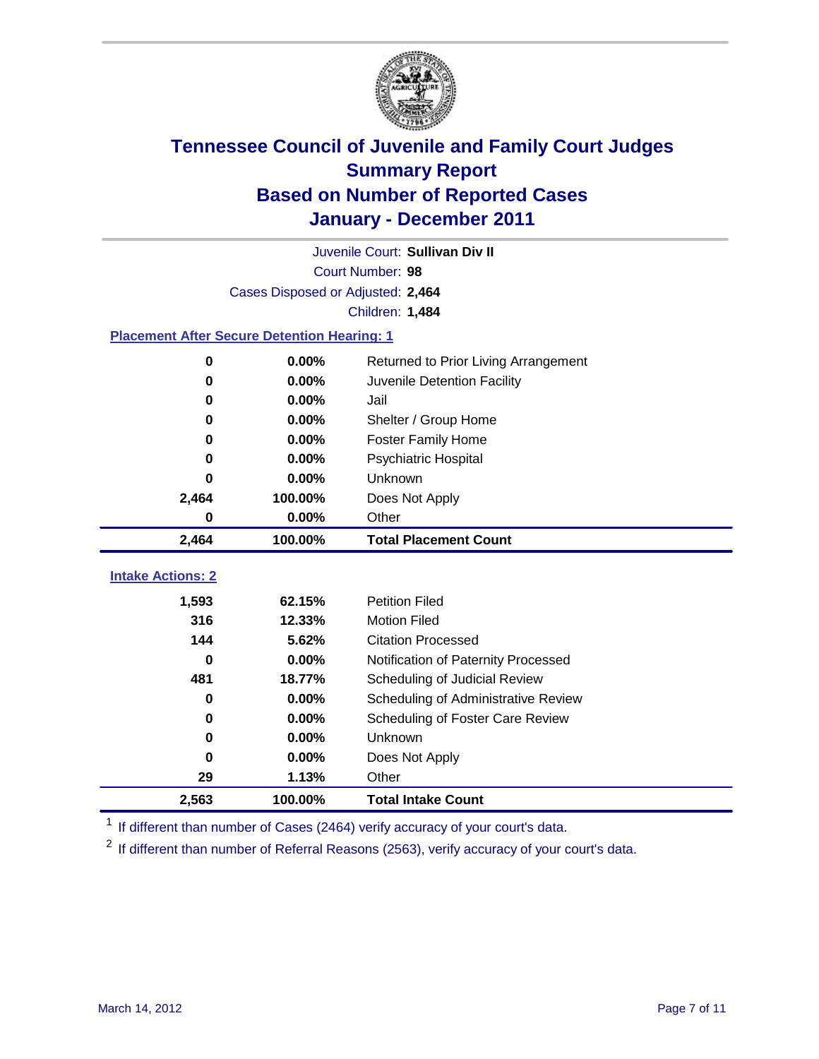# Tennessee Council of Juvenile and Family Court Judges
## Summary Report
## Based on Number of Reported Cases
## January - December 2011

Juvenile Court: **Sullivan Div II**

Court Number: **98**

Cases Disposed or Adjusted: **2,464**

Children: **1,484**

### Placement After Secure Detention Hearing: 1

| Count | Percent | Placement |
|---|---|---|
| 0 | 0.00% | Returned to Prior Living Arrangement |
| 0 | 0.00% | Juvenile Detention Facility |
| 0 | 0.00% | Jail |
| 0 | 0.00% | Shelter / Group Home |
| 0 | 0.00% | Foster Family Home |
| 0 | 0.00% | Psychiatric Hospital |
| 0 | 0.00% | Unknown |
| 2,464 | 100.00% | Does Not Apply |
| 0 | 0.00% | Other |
| **2,464** | **100.00%** | **Total Placement Count** |

### Intake Actions: 2

| Count | Percent | Intake Action |
|---|---|---|
| 1,593 | 62.15% | Petition Filed |
| 316 | 12.33% | Motion Filed |
| 144 | 5.62% | Citation Processed |
| 0 | 0.00% | Notification of Paternity Processed |
| 481 | 18.77% | Scheduling of Judicial Review |
| 0 | 0.00% | Scheduling of Administrative Review |
| 0 | 0.00% | Scheduling of Foster Care Review |
| 0 | 0.00% | Unknown |
| 0 | 0.00% | Does Not Apply |
| 29 | 1.13% | Other |
| **2,563** | **100.00%** | **Total Intake Count** |

[1] If different than number of Cases (2464) verify accuracy of your court's data.

[2] If different than number of Referral Reasons (2563), verify accuracy of your court's data.

March 14, 2012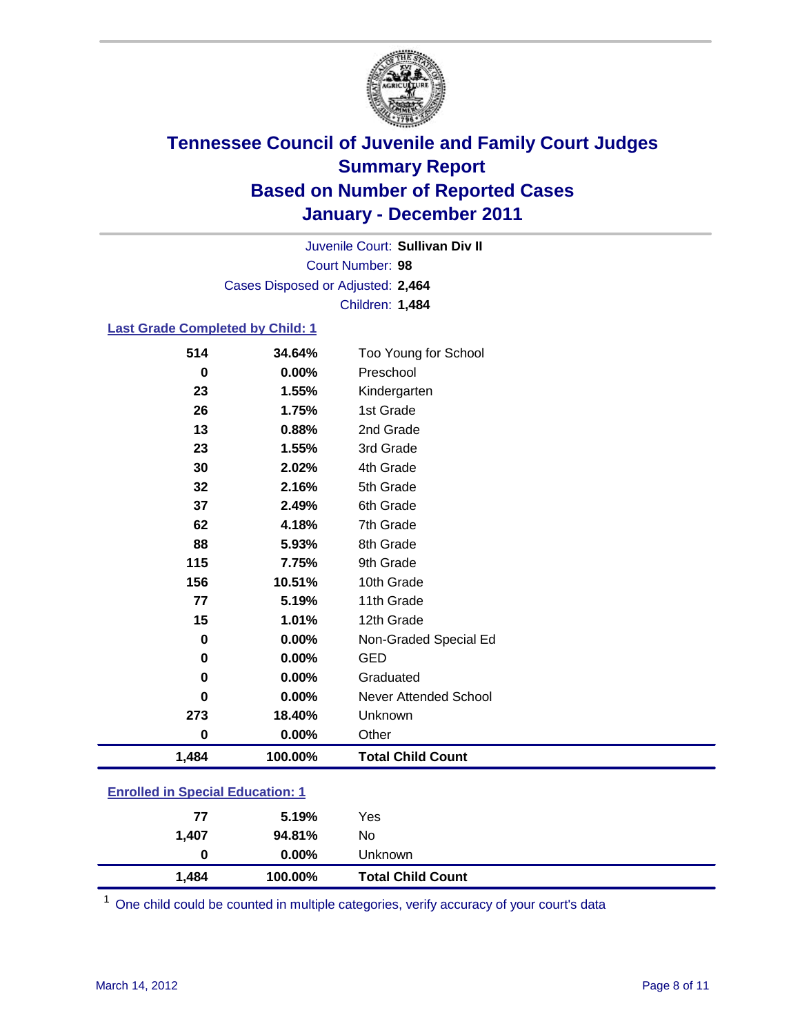# Tennessee Council of Juvenile and Family Court Judges
## Summary Report
## Based on Number of Reported Cases
## January - December 2011

Juvenile Court: **Sullivan Div II**
Court Number: **98**
Cases Disposed or Adjusted: **2,464**
Children: **1,484**

### Last Grade Completed by Child: 1

| | | |
|---|---|---|
| 514 | 34.64% | Too Young for School |
| 0 | 0.00% | Preschool |
| 23 | 1.55% | Kindergarten |
| 26 | 1.75% | 1st Grade |
| 13 | 0.88% | 2nd Grade |
| 23 | 1.55% | 3rd Grade |
| 30 | 2.02% | 4th Grade |
| 32 | 2.16% | 5th Grade |
| 37 | 2.49% | 6th Grade |
| 62 | 4.18% | 7th Grade |
| 88 | 5.93% | 8th Grade |
| 115 | 7.75% | 9th Grade |
| 156 | 10.51% | 10th Grade |
| 77 | 5.19% | 11th Grade |
| 15 | 1.01% | 12th Grade |
| 0 | 0.00% | Non-Graded Special Ed |
| 0 | 0.00% | GED |
| 0 | 0.00% | Graduated |
| 0 | 0.00% | Never Attended School |
| 273 | 18.40% | Unknown |
| 0 | 0.00% | Other |
| **1,484** | **100.00%** | **Total Child Count** |

### Enrolled in Special Education: 1

| | | |
|---|---|---|
| 77 | 5.19% | Yes |
| 1,407 | 94.81% | No |
| 0 | 0.00% | Unknown |
| **1,484** | **100.00%** | **Total Child Count** |

[1] One child could be counted in multiple categories, verify accuracy of your court's data

March 14, 2012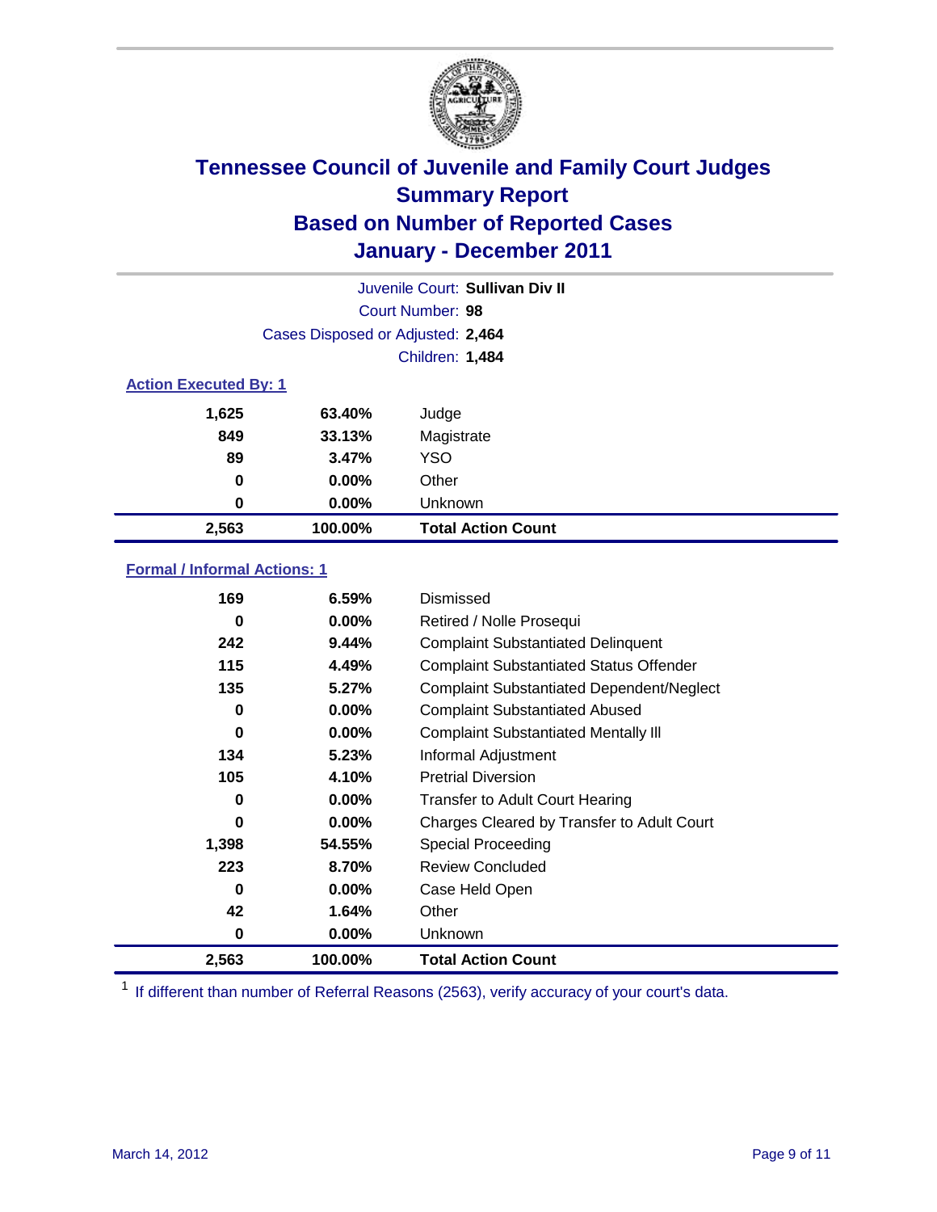# Tennessee Council of Juvenile and Family Court Judges
## Summary Report
## Based on Number of Reported Cases
## January - December 2011

Juvenile Court: **Sullivan Div II**

Court Number: **98**

Cases Disposed or Adjusted: **2,464**

Children: **1,484**

### Action Executed By: 1

| | | |
|---|---|---|
| 1,625 | 63.40% | Judge |
| 849 | 33.13% | Magistrate |
| 89 | 3.47% | YSO |
| 0 | 0.00% | Other |
| 0 | 0.00% | Unknown |
| **2,563** | **100.00%** | **Total Action Count** |

### Formal / Informal Actions: 1

| | | |
|---|---|---|
| 169 | 6.59% | Dismissed |
| 0 | 0.00% | Retired / Nolle Prosequi |
| 242 | 9.44% | Complaint Substantiated Delinquent |
| 115 | 4.49% | Complaint Substantiated Status Offender |
| 135 | 5.27% | Complaint Substantiated Dependent/Neglect |
| 0 | 0.00% | Complaint Substantiated Abused |
| 0 | 0.00% | Complaint Substantiated Mentally Ill |
| 134 | 5.23% | Informal Adjustment |
| 105 | 4.10% | Pretrial Diversion |
| 0 | 0.00% | Transfer to Adult Court Hearing |
| 0 | 0.00% | Charges Cleared by Transfer to Adult Court |
| 1,398 | 54.55% | Special Proceeding |
| 223 | 8.70% | Review Concluded |
| 0 | 0.00% | Case Held Open |
| 42 | 1.64% | Other |
| 0 | 0.00% | Unknown |
| **2,563** | **100.00%** | **Total Action Count** |

[1] If different than number of Referral Reasons (2563), verify accuracy of your court's data.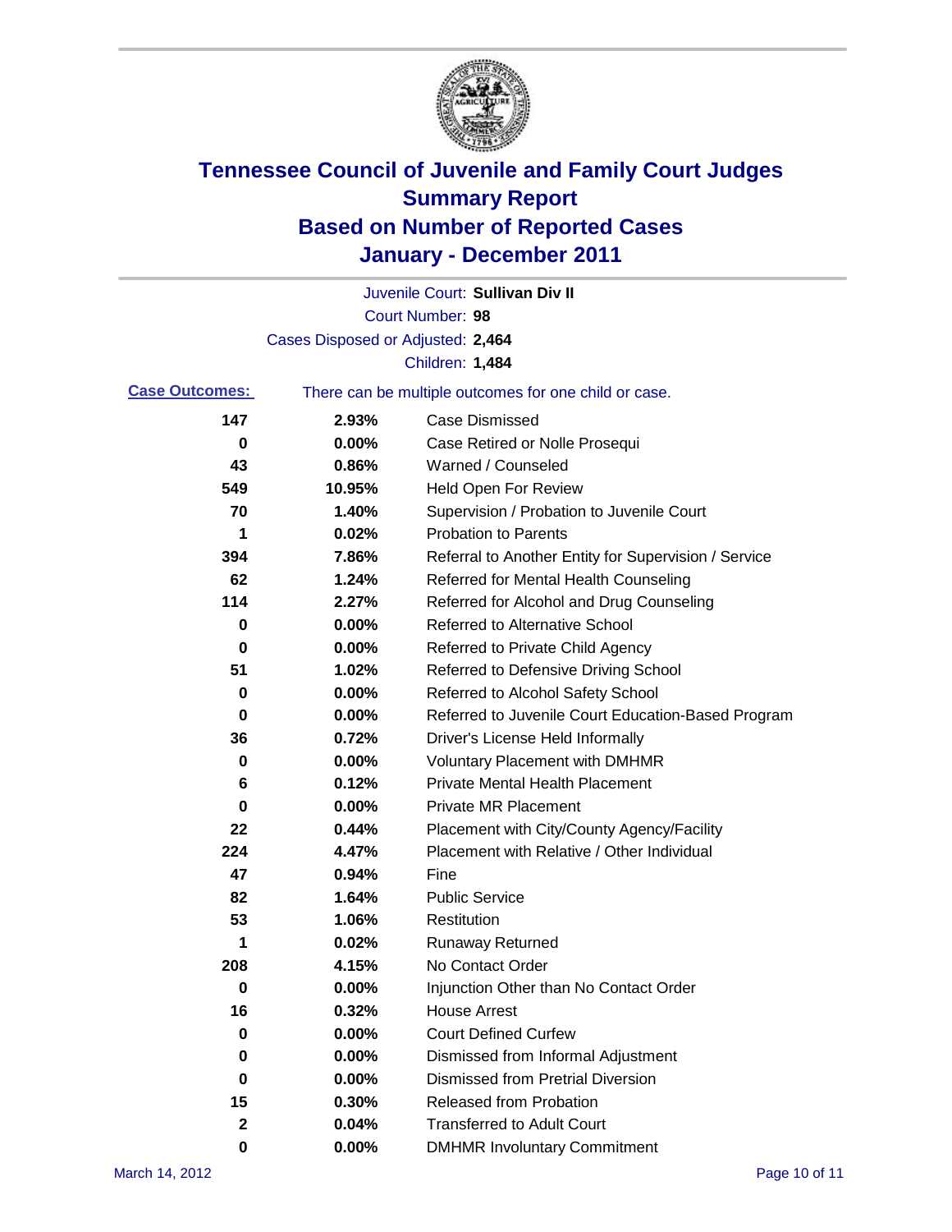# Tennessee Council of Juvenile and Family Court Judges
# Summary Report
# Based on Number of Reported Cases
# January - December 2011

Juvenile Court: **Sullivan Div II**

Court Number: **98**

Cases Disposed or Adjusted: **2,464**

Children: **1,484**

**Case Outcomes:** There can be multiple outcomes for one child or case.

| Count | Percent | Outcome |
| --- | --- | --- |
| 147 | 2.93% | Case Dismissed |
| 0 | 0.00% | Case Retired or Nolle Prosequi |
| 43 | 0.86% | Warned / Counseled |
| 549 | 10.95% | Held Open For Review |
| 70 | 1.40% | Supervision / Probation to Juvenile Court |
| 1 | 0.02% | Probation to Parents |
| 394 | 7.86% | Referral to Another Entity for Supervision / Service |
| 62 | 1.24% | Referred for Mental Health Counseling |
| 114 | 2.27% | Referred for Alcohol and Drug Counseling |
| 0 | 0.00% | Referred to Alternative School |
| 0 | 0.00% | Referred to Private Child Agency |
| 51 | 1.02% | Referred to Defensive Driving School |
| 0 | 0.00% | Referred to Alcohol Safety School |
| 0 | 0.00% | Referred to Juvenile Court Education-Based Program |
| 36 | 0.72% | Driver's License Held Informally |
| 0 | 0.00% | Voluntary Placement with DMHMR |
| 6 | 0.12% | Private Mental Health Placement |
| 0 | 0.00% | Private MR Placement |
| 22 | 0.44% | Placement with City/County Agency/Facility |
| 224 | 4.47% | Placement with Relative / Other Individual |
| 47 | 0.94% | Fine |
| 82 | 1.64% | Public Service |
| 53 | 1.06% | Restitution |
| 1 | 0.02% | Runaway Returned |
| 208 | 4.15% | No Contact Order |
| 0 | 0.00% | Injunction Other than No Contact Order |
| 16 | 0.32% | House Arrest |
| 0 | 0.00% | Court Defined Curfew |
| 0 | 0.00% | Dismissed from Informal Adjustment |
| 0 | 0.00% | Dismissed from Pretrial Diversion |
| 15 | 0.30% | Released from Probation |
| 2 | 0.04% | Transferred to Adult Court |
| 0 | 0.00% | DMHMR Involuntary Commitment |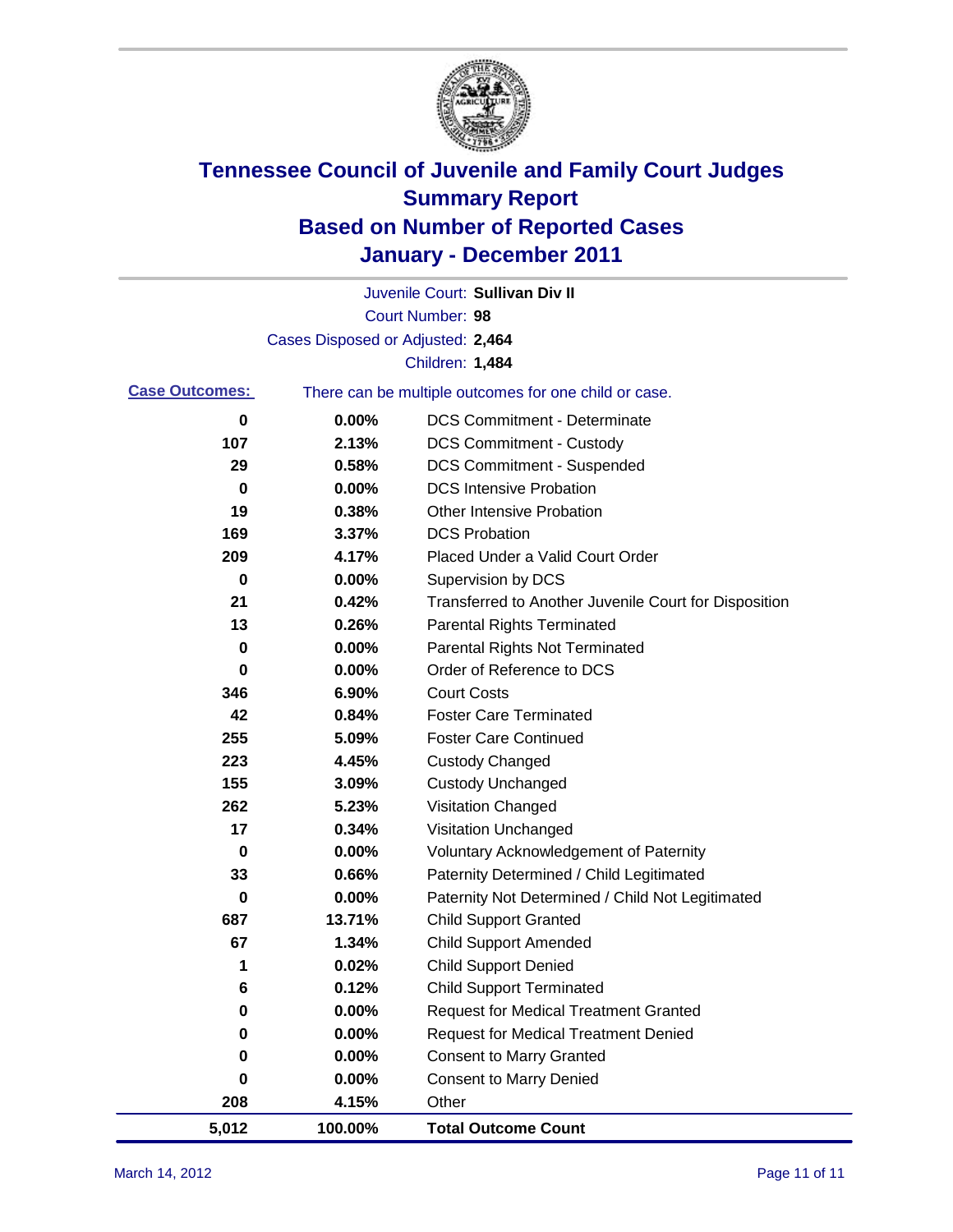# Tennessee Council of Juvenile and Family Court Judges
## Summary Report
## Based on Number of Reported Cases
## January - December 2011

Juvenile Court: **Sullivan Div II**
Court Number: **98**
Cases Disposed or Adjusted: **2,464**
Children: **1,484**

**Case Outcomes:** There can be multiple outcomes for one child or case.

| | | |
|---|---|---|
| 0 | 0.00% | DCS Commitment - Determinate |
| 107 | 2.13% | DCS Commitment - Custody |
| 29 | 0.58% | DCS Commitment - Suspended |
| 0 | 0.00% | DCS Intensive Probation |
| 19 | 0.38% | Other Intensive Probation |
| 169 | 3.37% | DCS Probation |
| 209 | 4.17% | Placed Under a Valid Court Order |
| 0 | 0.00% | Supervision by DCS |
| 21 | 0.42% | Transferred to Another Juvenile Court for Disposition |
| 13 | 0.26% | Parental Rights Terminated |
| 0 | 0.00% | Parental Rights Not Terminated |
| 0 | 0.00% | Order of Reference to DCS |
| 346 | 6.90% | Court Costs |
| 42 | 0.84% | Foster Care Terminated |
| 255 | 5.09% | Foster Care Continued |
| 223 | 4.45% | Custody Changed |
| 155 | 3.09% | Custody Unchanged |
| 262 | 5.23% | Visitation Changed |
| 17 | 0.34% | Visitation Unchanged |
| 0 | 0.00% | Voluntary Acknowledgement of Paternity |
| 33 | 0.66% | Paternity Determined / Child Legitimated |
| 0 | 0.00% | Paternity Not Determined / Child Not Legitimated |
| 687 | 13.71% | Child Support Granted |
| 67 | 1.34% | Child Support Amended |
| 1 | 0.02% | Child Support Denied |
| 6 | 0.12% | Child Support Terminated |
| 0 | 0.00% | Request for Medical Treatment Granted |
| 0 | 0.00% | Request for Medical Treatment Denied |
| 0 | 0.00% | Consent to Marry Granted |
| 0 | 0.00% | Consent to Marry Denied |
| 208 | 4.15% | Other |
| **5,012** | **100.00%** | **Total Outcome Count** |

March 14, 2012